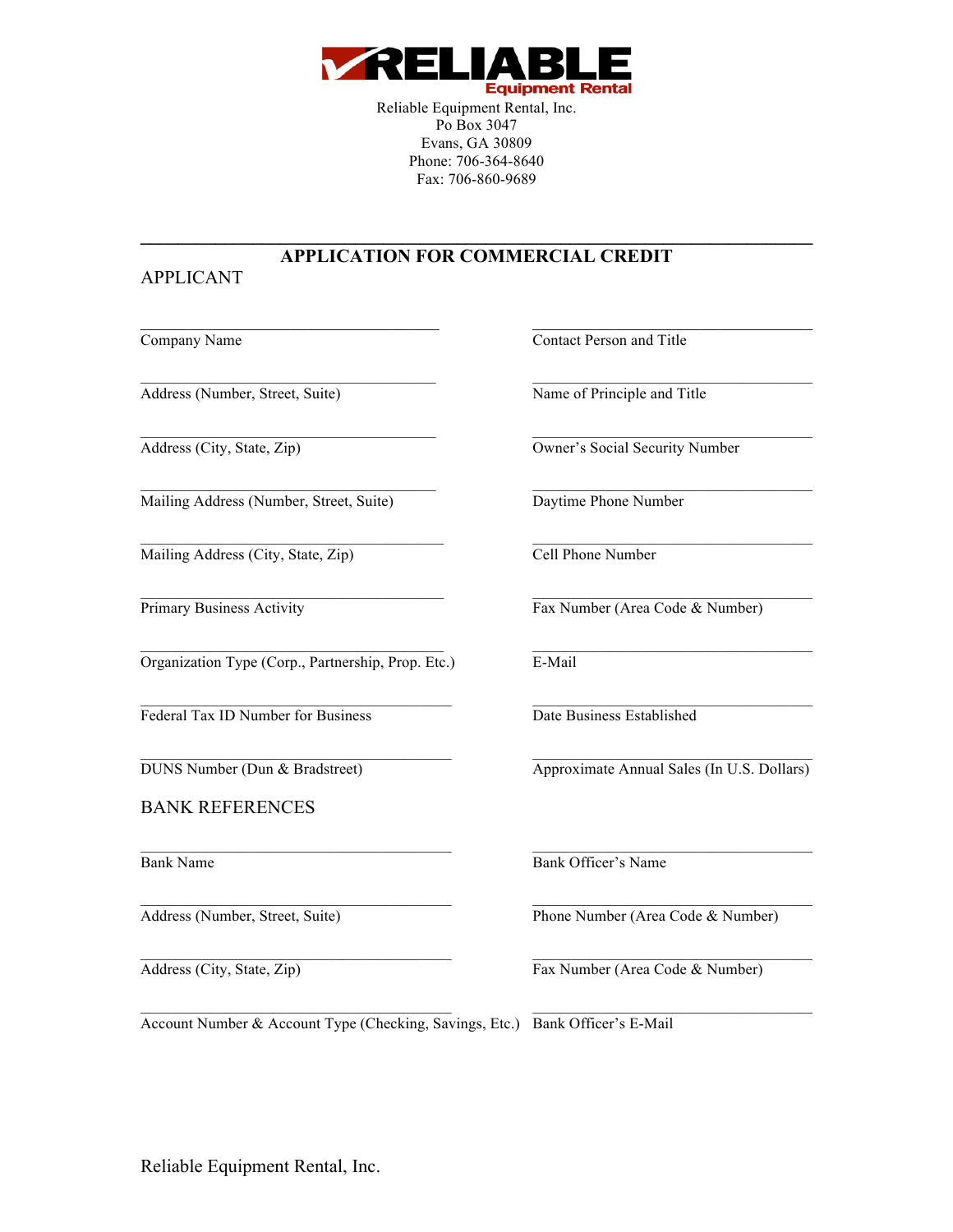**RELIABLE**
**Equipment Rental**

Reliable Equipment Rental, Inc.
Po Box 3047
Evans, GA 30809
Phone: 706-364-8640
Fax: 706-860-9689

---

## APPLICATION FOR COMMERCIAL CREDIT

### APPLICANT

| | |
|---|---|
| ______________________ | ______________________ |
| Company Name | Contact Person and Title |
| ______________________ | ______________________ |
| Address (Number, Street, Suite) | Name of Principle and Title |
| ______________________ | ______________________ |
| Address (City, State, Zip) | Owner's Social Security Number |
| ______________________ | ______________________ |
| Mailing Address (Number, Street, Suite) | Daytime Phone Number |
| ______________________ | ______________________ |
| Mailing Address (City, State, Zip) | Cell Phone Number |
| ______________________ | ______________________ |
| Primary Business Activity | Fax Number (Area Code & Number) |
| ______________________ | ______________________ |
| Organization Type (Corp., Partnership, Prop. Etc.) | E-Mail |
| ______________________ | ______________________ |
| Federal Tax ID Number for Business | Date Business Established |
| ______________________ | ______________________ |
| DUNS Number (Dun & Bradstreet) | Approximate Annual Sales (In U.S. Dollars) |

### BANK REFERENCES

| | |
|---|---|
| ______________________ | ______________________ |
| Bank Name | Bank Officer's Name |
| ______________________ | ______________________ |
| Address (Number, Street, Suite) | Phone Number (Area Code & Number) |
| ______________________ | ______________________ |
| Address (City, State, Zip) | Fax Number (Area Code & Number) |
| ______________________ | ______________________ |
| Account Number & Account Type (Checking, Savings, Etc.) | Bank Officer's E-Mail |

Reliable Equipment Rental, Inc.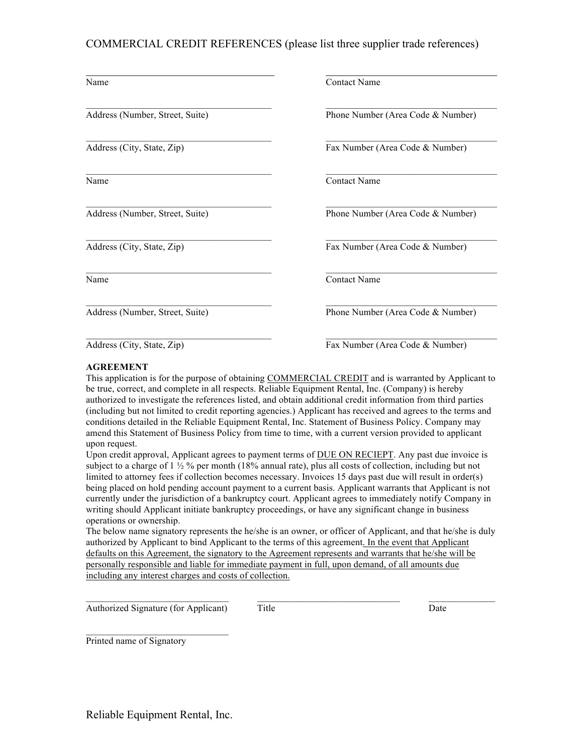COMMERCIAL CREDIT REFERENCES (please list three supplier trade references)

| | |
|---|---|
| Name | Contact Name |
| Address (Number, Street, Suite) | Phone Number (Area Code & Number) |
| Address (City, State, Zip) | Fax Number (Area Code & Number) |
| Name | Contact Name |
| Address (Number, Street, Suite) | Phone Number (Area Code & Number) |
| Address (City, State, Zip) | Fax Number (Area Code & Number) |
| Name | Contact Name |
| Address (Number, Street, Suite) | Phone Number (Area Code & Number) |
| Address (City, State, Zip) | Fax Number (Area Code & Number) |

**AGREEMENT**

This application is for the purpose of obtaining COMMERCIAL CREDIT and is warranted by Applicant to be true, correct, and complete in all respects. Reliable Equipment Rental, Inc. (Company) is hereby authorized to investigate the references listed, and obtain additional credit information from third parties (including but not limited to credit reporting agencies.) Applicant has received and agrees to the terms and conditions detailed in the Reliable Equipment Rental, Inc. Statement of Business Policy. Company may amend this Statement of Business Policy from time to time, with a current version provided to applicant upon request.

Upon credit approval, Applicant agrees to payment terms of DUE ON RECIEPT. Any past due invoice is subject to a charge of 1 ½ % per month (18% annual rate), plus all costs of collection, including but not limited to attorney fees if collection becomes necessary. Invoices 15 days past due will result in order(s) being placed on hold pending account payment to a current basis. Applicant warrants that Applicant is not currently under the jurisdiction of a bankruptcy court. Applicant agrees to immediately notify Company in writing should Applicant initiate bankruptcy proceedings, or have any significant change in business operations or ownership.

The below name signatory represents the he/she is an owner, or officer of Applicant, and that he/she is duly authorized by Applicant to bind Applicant to the terms of this agreement. In the event that Applicant defaults on this Agreement, the signatory to the Agreement represents and warrants that he/she will be personally responsible and liable for immediate payment in full, upon demand, of all amounts due including any interest charges and costs of collection.

| | | |
|---|---|---|
| Authorized Signature (for Applicant) | Title | Date |

Printed name of Signatory

Reliable Equipment Rental, Inc.